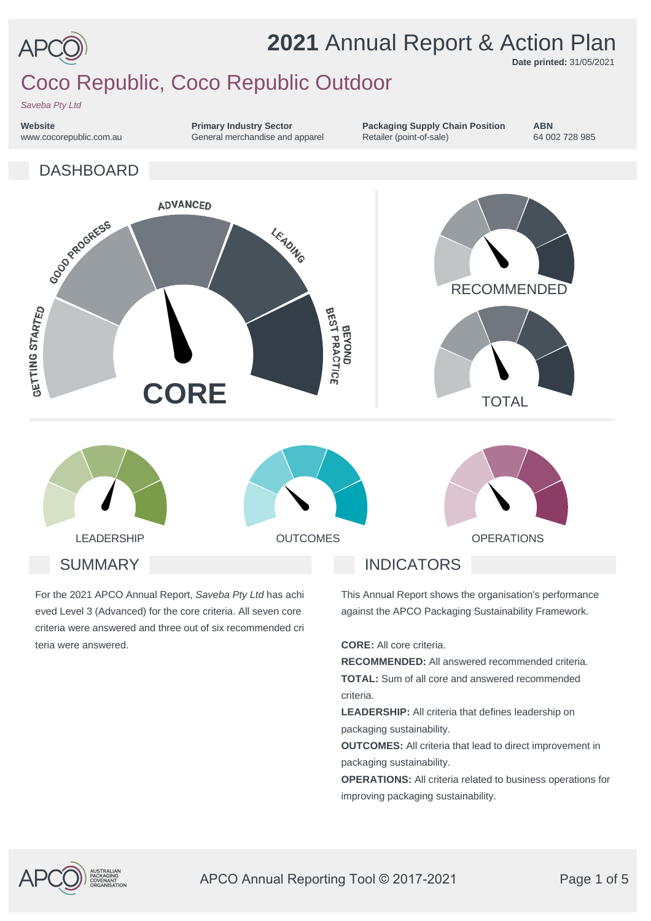# 2021 Annual Report & Action Plan

**Date printed:** 31/05/2021

## Coco Republic, Coco Republic Outdoor

*Saveba Pty Ltd*

**Website**
www.cocorepublic.com.au

**Primary Industry Sector**
General merchandise and apparel

**Packaging Supply Chain Position**
Retailer (point-of-sale)

**ABN**
64 002 728 985

## DASHBOARD

GETTING STARTED · GOOD PROGRESS · ADVANCED · LEADING · BEYOND BEST PRACTICE

CORE

RECOMMENDED

TOTAL

LEADERSHIP

OUTCOMES

OPERATIONS

## SUMMARY

For the 2021 APCO Annual Report, *Saveba Pty Ltd* has achieved Level 3 (Advanced) for the core criteria. All seven core criteria were answered and three out of six recommended criteria were answered.

## INDICATORS

This Annual Report shows the organisation's performance against the APCO Packaging Sustainability Framework.

**CORE:** All core criteria.
**RECOMMENDED:** All answered recommended criteria.
**TOTAL:** Sum of all core and answered recommended criteria.
**LEADERSHIP:** All criteria that defines leadership on packaging sustainability.
**OUTCOMES:** All criteria that lead to direct improvement in packaging sustainability.
**OPERATIONS:** All criteria related to business operations for improving packaging sustainability.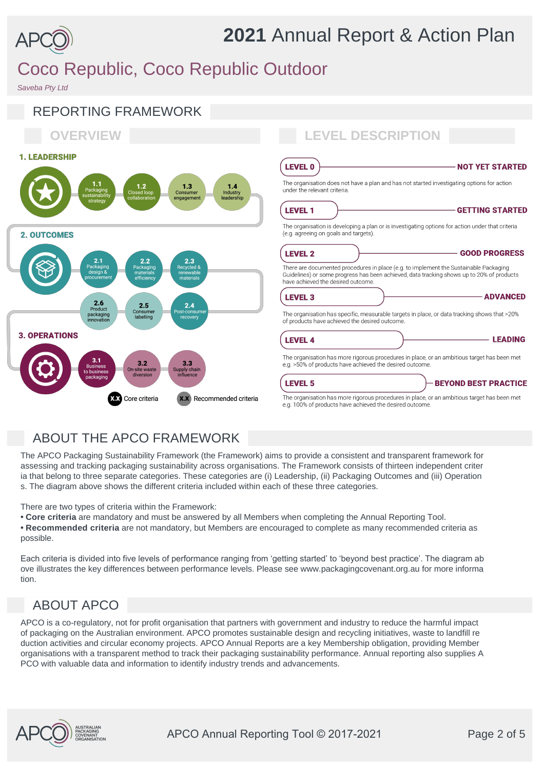# 2021 Annual Report & Action Plan

## Coco Republic, Coco Republic Outdoor

*Saveba Pty Ltd*

## REPORTING FRAMEWORK

### OVERVIEW

**1. LEADERSHIP**

- 1.1 Packaging sustainability strategy
- 1.2 Closed loop collaboration
- 1.3 Consumer engagement
- 1.4 Industry leadership

**2. OUTCOMES**

- 2.1 Packaging design & procurement
- 2.2 Packaging materials efficiency
- 2.3 Recycled & renewable materials
- 2.4 Post-consumer recovery
- 2.5 Consumer labelling
- 2.6 Product packaging innovation

**3. OPERATIONS**

- 3.1 Business to business packaging
- 3.2 On-site waste diversion
- 3.3 Supply chain influence

X.X Core criteria    X.X Recommended criteria

### LEVEL DESCRIPTION

**LEVEL 0 — NOT YET STARTED**

The organisation does not have a plan and has not started investigating options for action under the relevant criteria.

**LEVEL 1 — GETTING STARTED**

The organisation is developing a plan or is investigating options for action under that criteria (e.g. agreeing on goals and targets).

**LEVEL 2 — GOOD PROGRESS**

There are documented procedures in place (e.g. to implement the Sustainable Packaging Guidelines) or some progress has been achieved, data tracking shows up to 20% of products have achieved the desired outcome.

**LEVEL 3 — ADVANCED**

The organisation has specific, measurable targets in place, or data tracking shows that >20% of products have achieved the desired outcome.

**LEVEL 4 — LEADING**

The organisation has more rigorous procedures in place, or an ambitious target has been met e.g. >50% of products have achieved the desired outcome.

**LEVEL 5 — BEYOND BEST PRACTICE**

The organisation has more rigorous procedures in place, or an ambitious target has been met e.g. 100% of products have achieved the desired outcome.

## ABOUT THE APCO FRAMEWORK

The APCO Packaging Sustainability Framework (the Framework) aims to provide a consistent and transparent framework for assessing and tracking packaging sustainability across organisations. The Framework consists of thirteen independent criteria that belong to three separate categories. These categories are (i) Leadership, (ii) Packaging Outcomes and (iii) Operations. The diagram above shows the different criteria included within each of these three categories.

There are two types of criteria within the Framework:

- **Core criteria** are mandatory and must be answered by all Members when completing the Annual Reporting Tool.
- **Recommended criteria** are not mandatory, but Members are encouraged to complete as many recommended criteria as possible.

Each criteria is divided into five levels of performance ranging from 'getting started' to 'beyond best practice'. The diagram above illustrates the key differences between performance levels. Please see www.packagingcovenant.org.au for more information.

## ABOUT APCO

APCO is a co-regulatory, not for profit organisation that partners with government and industry to reduce the harmful impact of packaging on the Australian environment. APCO promotes sustainable design and recycling initiatives, waste to landfill reduction activities and circular economy projects. APCO Annual Reports are a key Membership obligation, providing Member organisations with a transparent method to track their packaging sustainability performance. Annual reporting also supplies APCO with valuable data and information to identify industry trends and advancements.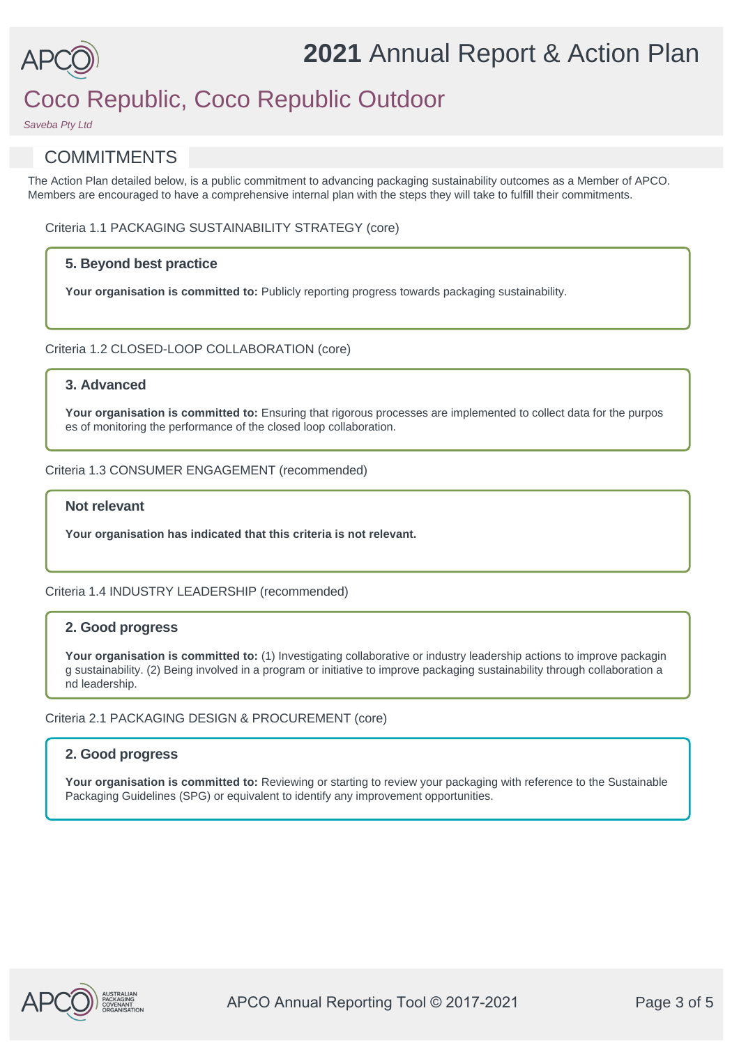# 2021 Annual Report & Action Plan

## Coco Republic, Coco Republic Outdoor

*Saveba Pty Ltd*

## COMMITMENTS

The Action Plan detailed below, is a public commitment to advancing packaging sustainability outcomes as a Member of APCO. Members are encouraged to have a comprehensive internal plan with the steps they will take to fulfill their commitments.

Criteria 1.1 PACKAGING SUSTAINABILITY STRATEGY (core)

### 5. Beyond best practice

**Your organisation is committed to:** Publicly reporting progress towards packaging sustainability.

Criteria 1.2 CLOSED-LOOP COLLABORATION (core)

### 3. Advanced

**Your organisation is committed to:** Ensuring that rigorous processes are implemented to collect data for the purposes of monitoring the performance of the closed loop collaboration.

Criteria 1.3 CONSUMER ENGAGEMENT (recommended)

### Not relevant

**Your organisation has indicated that this criteria is not relevant.**

Criteria 1.4 INDUSTRY LEADERSHIP (recommended)

### 2. Good progress

**Your organisation is committed to:** (1) Investigating collaborative or industry leadership actions to improve packaging sustainability. (2) Being involved in a program or initiative to improve packaging sustainability through collaboration and leadership.

Criteria 2.1 PACKAGING DESIGN & PROCUREMENT (core)

### 2. Good progress

**Your organisation is committed to:** Reviewing or starting to review your packaging with reference to the Sustainable Packaging Guidelines (SPG) or equivalent to identify any improvement opportunities.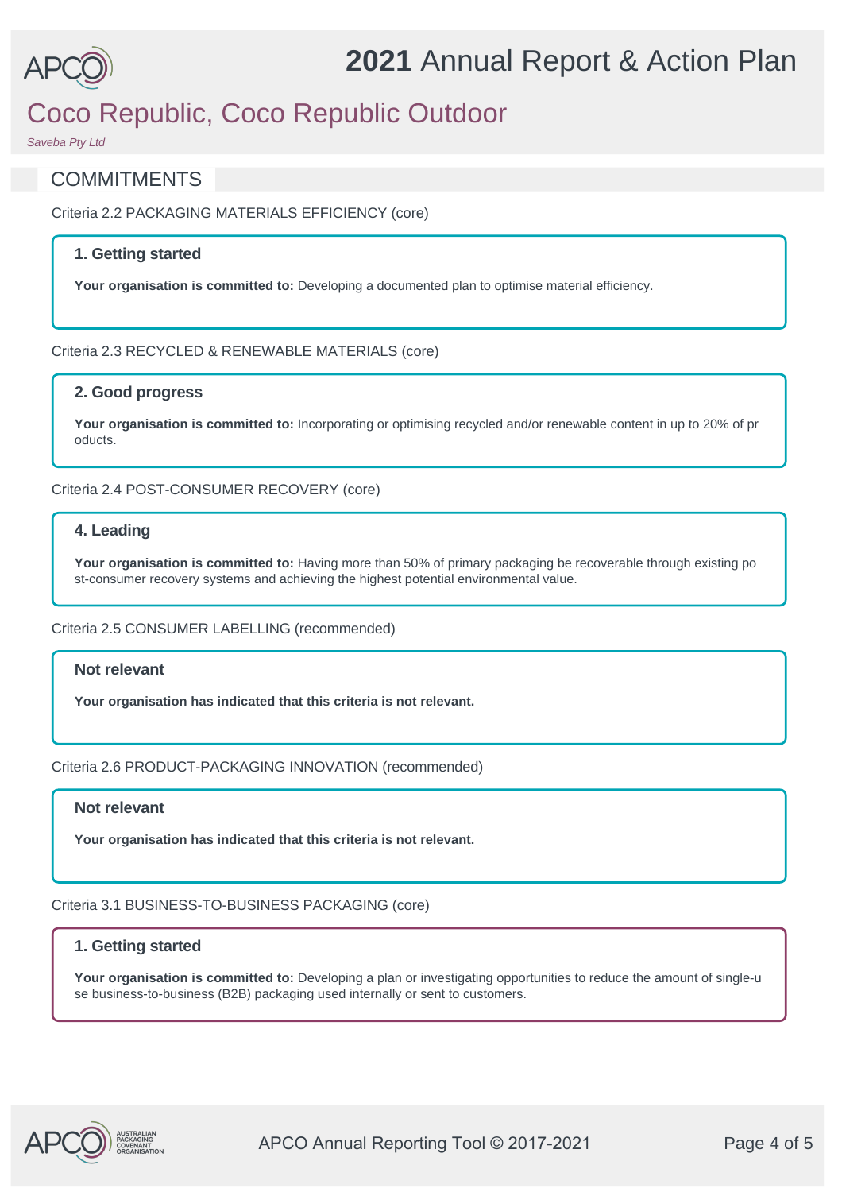# Coco Republic, Coco Republic Outdoor

*Saveba Pty Ltd*

## COMMITMENTS

Criteria 2.2 PACKAGING MATERIALS EFFICIENCY (core)

### 1. Getting started

**Your organisation is committed to:** Developing a documented plan to optimise material efficiency.

Criteria 2.3 RECYCLED & RENEWABLE MATERIALS (core)

### 2. Good progress

**Your organisation is committed to:** Incorporating or optimising recycled and/or renewable content in up to 20% of products.

Criteria 2.4 POST-CONSUMER RECOVERY (core)

### 4. Leading

**Your organisation is committed to:** Having more than 50% of primary packaging be recoverable through existing post-consumer recovery systems and achieving the highest potential environmental value.

Criteria 2.5 CONSUMER LABELLING (recommended)

### Not relevant

**Your organisation has indicated that this criteria is not relevant.**

Criteria 2.6 PRODUCT-PACKAGING INNOVATION (recommended)

### Not relevant

**Your organisation has indicated that this criteria is not relevant.**

Criteria 3.1 BUSINESS-TO-BUSINESS PACKAGING (core)

### 1. Getting started

**Your organisation is committed to:** Developing a plan or investigating opportunities to reduce the amount of single-use business-to-business (B2B) packaging used internally or sent to customers.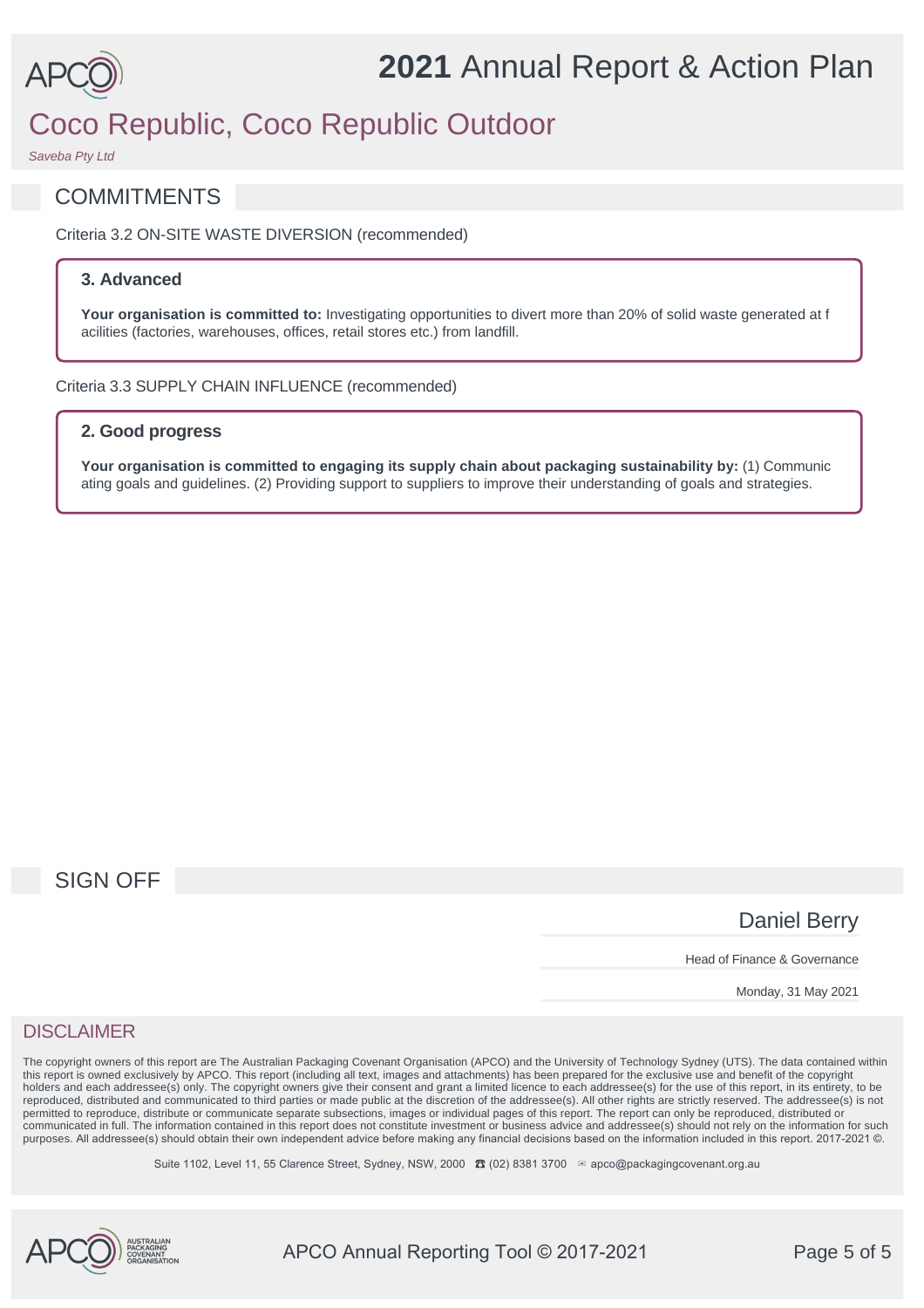# 2021 Annual Report & Action Plan

## Coco Republic, Coco Republic Outdoor

*Saveba Pty Ltd*

## COMMITMENTS

Criteria 3.2 ON-SITE WASTE DIVERSION (recommended)

**3. Advanced**

**Your organisation is committed to:** Investigating opportunities to divert more than 20% of solid waste generated at facilities (factories, warehouses, offices, retail stores etc.) from landfill.

Criteria 3.3 SUPPLY CHAIN INFLUENCE (recommended)

**2. Good progress**

**Your organisation is committed to engaging its supply chain about packaging sustainability by:** (1) Communicating goals and guidelines. (2) Providing support to suppliers to improve their understanding of goals and strategies.

## SIGN OFF

Daniel Berry

Head of Finance & Governance

Monday, 31 May 2021

## DISCLAIMER

The copyright owners of this report are The Australian Packaging Covenant Organisation (APCO) and the University of Technology Sydney (UTS). The data contained within this report is owned exclusively by APCO. This report (including all text, images and attachments) has been prepared for the exclusive use and benefit of the copyright holders and each addressee(s) only. The copyright owners give their consent and grant a limited licence to each addressee(s) for the use of this report, in its entirety, to be reproduced, distributed and communicated to third parties or made public at the discretion of the addressee(s). All other rights are strictly reserved. The addressee(s) is not permitted to reproduce, distribute or communicate separate subsections, images or individual pages of this report. The report can only be reproduced, distributed or communicated in full. The information contained in this report does not constitute investment or business advice and addressee(s) should not rely on the information for such purposes. All addressee(s) should obtain their own independent advice before making any financial decisions based on the information included in this report. 2017-2021 ©.

Suite 1102, Level 11, 55 Clarence Street, Sydney, NSW, 2000 ☎ (02) 8381 3700 ✉ apco@packagingcovenant.org.au